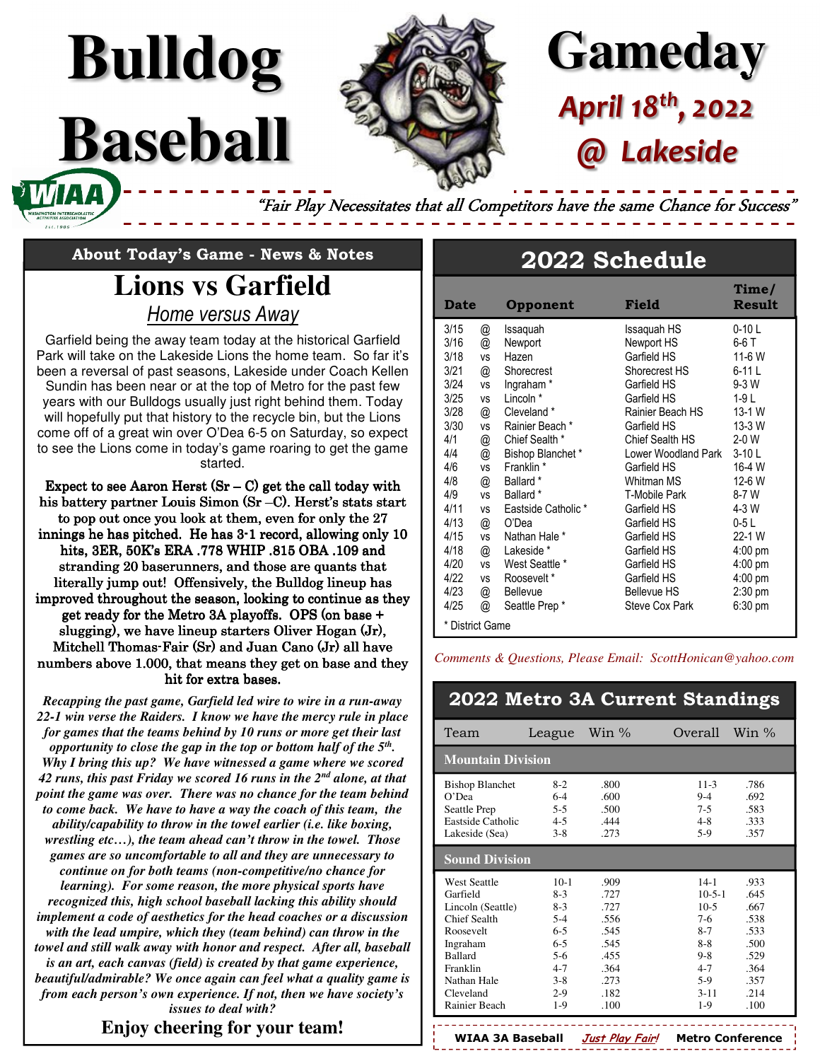# Bulldog Baseball

# Gameday

## April 18th, 2022

## @ Lakeside

*"Fair Play Necessitates that all Competitors have the same Chance for Success"*

### About Today's Game - News & Notes

## Lions vs Garfield

*Home versus Away*

Garfield being the away team today at the historical Garfield Park will take on the Lakeside Lions the home team. So far it's been a reversal of past seasons, Lakeside under Coach Kellen Sundin has been near or at the top of Metro for the past few years with our Bulldogs usually just right behind them. Today will hopefully put that history to the recycle bin, but the Lions come off of a great win over O'Dea 6-5 on Saturday, so expect to see the Lions come in today's game roaring to get the game started.

**Expect to see Aaron Herst (Sr – C) get the call today with his battery partner Louis Simon (Sr –C). Herst's stats start to pop out once you look at them, even for only the 27 innings he has pitched. He has 3-1 record, allowing only 10 hits, 3ER, 50K's ERA .778 WHIP .815 OBA .109 and stranding 20 baserunners, and those are quants that literally jump out! Offensively, the Bulldog lineup has improved throughout the season, looking to continue as they get ready for the Metro 3A playoffs. OPS (on base + slugging), we have lineup starters Oliver Hogan (Jr), Mitchell Thomas-Fair (Sr) and Juan Cano (Jr) all have numbers above 1.000, that means they get on base and they hit for extra bases.**

***Recapping the past game, Garfield led wire to wire in a run-away 22-1 win verse the Raiders. I know we have the mercy rule in place for games that the teams behind by 10 runs or more get their last opportunity to close the gap in the top or bottom half of the 5th. Why I bring this up? We have witnessed a game where we scored 42 runs, this past Friday we scored 16 runs in the 2nd alone, at that point the game was over. There was no chance for the team behind to come back. We have to have a way the coach of this team, the ability/capability to throw in the towel earlier (i.e. like boxing, wrestling etc…), the team ahead can't throw in the towel. Those games are so uncomfortable to all and they are unnecessary to continue on for both teams (non-competitive/no chance for learning). For some reason, the more physical sports have recognized this, high school baseball lacking this ability should implement a code of aesthetics for the head coaches or a discussion with the lead umpire, which they (team behind) can throw in the towel and still walk away with honor and respect. After all, baseball is an art, each canvas (field) is created by that game experience, beautiful/admirable? We once again can feel what a quality game is from each person's own experience. If not, then we have society's issues to deal with?***

**Enjoy cheering for your team!**

## 2022 Schedule

| Date | | Opponent | Field | Time/ Result |
|---|---|---|---|---|
| 3/15 | @ | Issaquah | Issaquah HS | 0-10 L |
| 3/16 | @ | Newport | Newport HS | 6-6 T |
| 3/18 | vs | Hazen | Garfield HS | 11-6 W |
| 3/21 | @ | Shorecrest | Shorecrest HS | 6-11 L |
| 3/24 | vs | Ingraham * | Garfield HS | 9-3 W |
| 3/25 | vs | Lincoln * | Garfield HS | 1-9 L |
| 3/28 | @ | Cleveland * | Rainier Beach HS | 13-1 W |
| 3/30 | vs | Rainier Beach * | Garfield HS | 13-3 W |
| 4/1 | @ | Chief Sealth * | Chief Sealth HS | 2-0 W |
| 4/4 | @ | Bishop Blanchet * | Lower Woodland Park | 3-10 L |
| 4/6 | vs | Franklin * | Garfield HS | 16-4 W |
| 4/8 | @ | Ballard * | Whitman MS | 12-6 W |
| 4/9 | vs | Ballard * | T-Mobile Park | 8-7 W |
| 4/11 | vs | Eastside Catholic * | Garfield HS | 4-3 W |
| 4/13 | @ | O'Dea | Garfield HS | 0-5 L |
| 4/15 | vs | Nathan Hale * | Garfield HS | 22-1 W |
| 4/18 | @ | Lakeside * | Garfield HS | 4:00 pm |
| 4/20 | vs | West Seattle * | Garfield HS | 4:00 pm |
| 4/22 | vs | Roosevelt * | Garfield HS | 4:00 pm |
| 4/23 | @ | Bellevue | Bellevue HS | 2:30 pm |
| 4/25 | @ | Seattle Prep * | Steve Cox Park | 6:30 pm |

\* District Game

*Comments & Questions, Please Email: ScottHonican@yahoo.com*

## 2022 Metro 3A Current Standings

| Team | League | Win % | Overall | Win % |
|---|---|---|---|---|
| **Mountain Division** | | | | |
| Bishop Blanchet | 8-2 | .800 | 11-3 | .786 |
| O'Dea | 6-4 | .600 | 9-4 | .692 |
| Seattle Prep | 5-5 | .500 | 7-5 | .583 |
| Eastside Catholic | 4-5 | .444 | 4-8 | .333 |
| Lakeside (Sea) | 3-8 | .273 | 5-9 | .357 |
| **Sound Division** | | | | |
| West Seattle | 10-1 | .909 | 14-1 | .933 |
| Garfield | 8-3 | .727 | 10-5-1 | .645 |
| Lincoln (Seattle) | 8-3 | .727 | 10-5 | .667 |
| Chief Sealth | 5-4 | .556 | 7-6 | .538 |
| Roosevelt | 6-5 | .545 | 8-7 | .533 |
| Ingraham | 6-5 | .545 | 8-8 | .500 |
| Ballard | 5-6 | .455 | 9-8 | .529 |
| Franklin | 4-7 | .364 | 4-7 | .364 |
| Nathan Hale | 3-8 | .273 | 5-9 | .357 |
| Cleveland | 2-9 | .182 | 3-11 | .214 |
| Rainier Beach | 1-9 | .100 | 1-9 | .100 |

**WIAA 3A Baseball** *Just Play Fair!* **Metro Conference**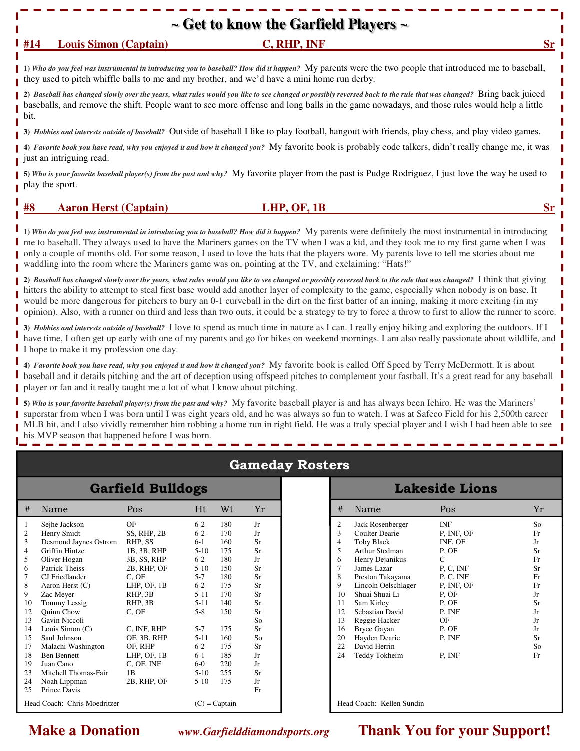# ~ Get to know the Garfield Players ~

## #14 Louis Simon (Captain) C, RHP, INF Sr

**1)** ***Who do you feel was instrumental in introducing you to baseball? How did it happen?*** My parents were the two people that introduced me to baseball, they used to pitch whiffle balls to me and my brother, and we'd have a mini home run derby.

**2)** ***Baseball has changed slowly over the years, what rules would you like to see changed or possibly reversed back to the rule that was changed?*** Bring back juiced baseballs, and remove the shift. People want to see more offense and long balls in the game nowadays, and those rules would help a little bit.

**3)** ***Hobbies and interests outside of baseball?*** Outside of baseball I like to play football, hangout with friends, play chess, and play video games.

**4)** ***Favorite book you have read, why you enjoyed it and how it changed you?*** My favorite book is probably code talkers, didn't really change me, it was just an intriguing read.

**5)** ***Who is your favorite baseball player(s) from the past and why?*** My favorite player from the past is Pudge Rodriguez, I just love the way he used to play the sport.

## #8 Aaron Herst (Captain) LHP, OF, 1B Sr

**1)** ***Who do you feel was instrumental in introducing you to baseball? How did it happen?*** My parents were definitely the most instrumental in introducing me to baseball. They always used to have the Mariners games on the TV when I was a kid, and they took me to my first game when I was only a couple of months old. For some reason, I used to love the hats that the players wore. My parents love to tell me stories about me waddling into the room where the Mariners game was on, pointing at the TV, and exclaiming: "Hats!"

**2)** ***Baseball has changed slowly over the years, what rules would you like to see changed or possibly reversed back to the rule that was changed?*** I think that giving hitters the ability to attempt to steal first base would add another layer of complexity to the game, especially when nobody is on base. It would be more dangerous for pitchers to bury an 0-1 curveball in the dirt on the first batter of an inning, making it more exciting (in my opinion). Also, with a runner on third and less than two outs, it could be a strategy to try to force a throw to first to allow the runner to score.

**3)** ***Hobbies and interests outside of baseball?*** I love to spend as much time in nature as I can. I really enjoy hiking and exploring the outdoors. If I have time, I often get up early with one of my parents and go for hikes on weekend mornings. I am also really passionate about wildlife, and I hope to make it my profession one day.

**4)** ***Favorite book you have read, why you enjoyed it and how it changed you?*** My favorite book is called Off Speed by Terry McDermott. It is about baseball and it details pitching and the art of deception using offspeed pitches to complement your fastball. It's a great read for any baseball player or fan and it really taught me a lot of what I know about pitching.

**5)** ***Who is your favorite baseball player(s) from the past and why?*** My favorite baseball player is and has always been Ichiro. He was the Mariners' superstar from when I was born until I was eight years old, and he was always so fun to watch. I was at Safeco Field for his 2,500th career MLB hit, and I also vividly remember him robbing a home run in right field. He was a truly special player and I wish I had been able to see his MVP season that happened before I was born.

# Gameday Rosters

## Garfield Bulldogs

| # | Name | Pos | Ht | Wt | Yr |
|---|---|---|---|---|---|
| 1 | Sejhe Jackson | OF | 6-2 | 180 | Jr |
| 2 | Henry Smidt | SS, RHP, 2B | 6-2 | 170 | Jr |
| 3 | Desmond Jaynes Ostrom | RHP, SS | 6-1 | 160 | Sr |
| 4 | Griffin Hintze | 1B, 3B, RHP | 5-10 | 175 | Sr |
| 5 | Oliver Hogan | 3B, SS, RHP | 6-2 | 180 | Jr |
| 6 | Patrick Theiss | 2B, RHP, OF | 5-10 | 150 | Sr |
| 7 | CJ Friedlander | C, OF | 5-7 | 180 | Sr |
| 8 | Aaron Herst (C) | LHP, OF, 1B | 6-2 | 175 | Sr |
| 9 | Zac Meyer | RHP, 3B | 5-11 | 170 | Sr |
| 10 | Tommy Lessig | RHP, 3B | 5-11 | 140 | Sr |
| 12 | Quinn Chow | C, OF | 5-8 | 150 | Sr |
| 13 | Gavin Niccoli | | | | So |
| 14 | Louis Simon (C) | C, INF, RHP | 5-7 | 175 | Sr |
| 15 | Saul Johnson | OF, 3B, RHP | 5-11 | 160 | So |
| 17 | Malachi Washington | OF, RHP | 6-2 | 175 | Sr |
| 18 | Ben Bennett | LHP, OF, 1B | 6-1 | 185 | Jr |
| 19 | Juan Cano | C, OF, INF | 6-0 | 220 | Jr |
| 23 | Mitchell Thomas-Fair | 1B | 5-10 | 255 | Sr |
| 24 | Noah Lippman | 2B, RHP, OF | 5-10 | 175 | Jr |
| 25 | Prince Davis | | | | Fr |

Head Coach: Chris Moedritzer

(C) = Captain

## Lakeside Lions

| # | Name | Pos | Yr |
|---|---|---|---|
| 2 | Jack Rosenberger | INF | So |
| 3 | Coulter Dearie | P, INF, OF | Fr |
| 4 | Toby Black | INF, OF | Jr |
| 5 | Arthur Stedman | P, OF | Sr |
| 6 | Henry Dejanikus | C | Fr |
| 7 | James Lazar | P, C, INF | Sr |
| 8 | Preston Takayama | P, C, INF | Fr |
| 9 | Lincoln Oelschlager | P, INF, OF | Fr |
| 10 | Shuai Shuai Li | P, OF | Jr |
| 11 | Sam Kirley | P, OF | Sr |
| 12 | Sebastian David | P, INF | Jr |
| 13 | Reggie Hacker | OF | Jr |
| 16 | Bryce Gayan | P, OF | Jr |
| 20 | Hayden Dearie | P, INF | Sr |
| 22 | David Herrin | | So |
| 24 | Teddy Tokheim | P, INF | Fr |

Head Coach: Kellen Sundin

**Make a Donation** *www.Garfielddiamondsports.org* **Thank You for your Support!**